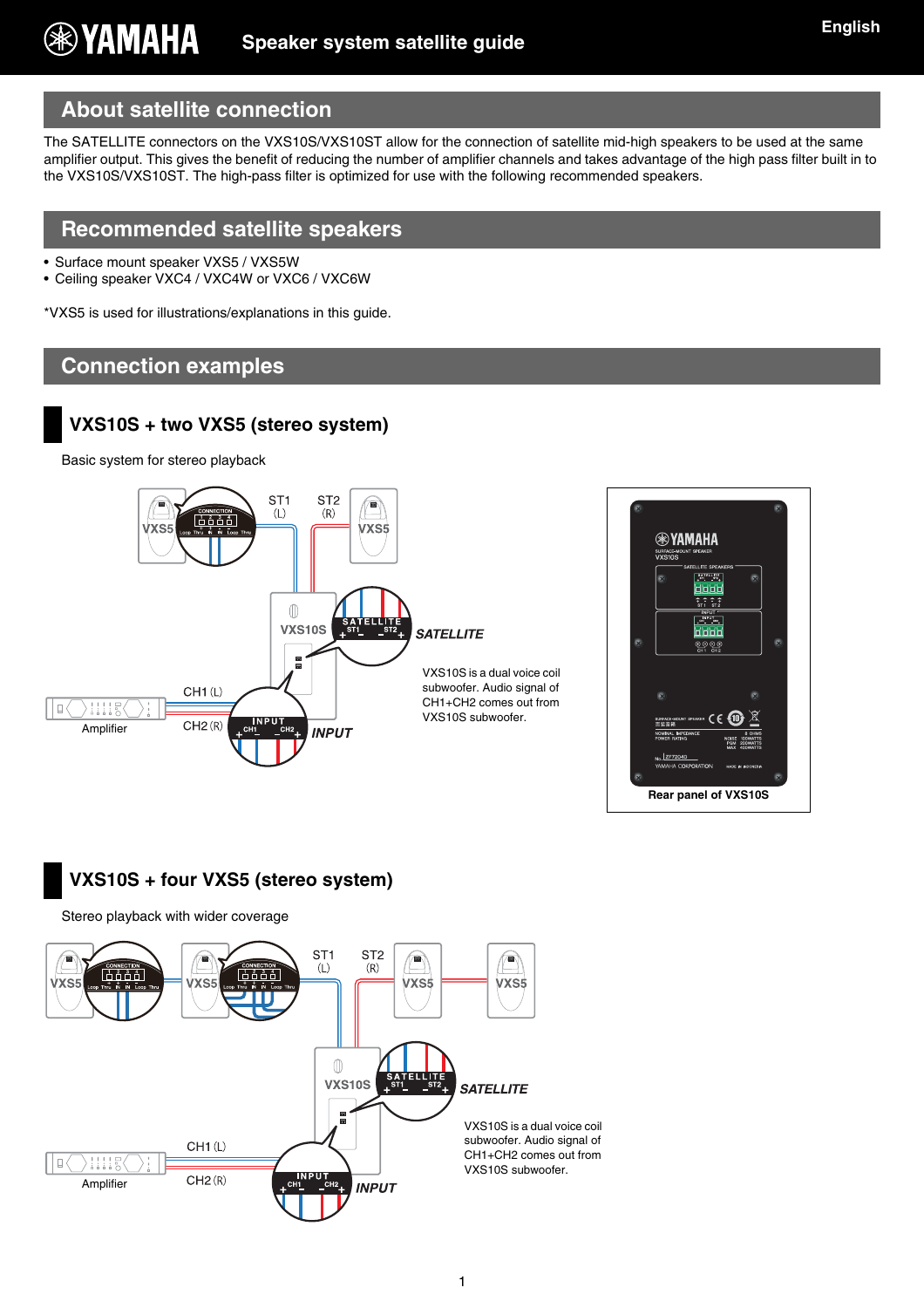# Speaker system satellite guide

## About satellite connection

The SATELLITE connectors on the VXS10S/VXS10ST allow for the connection of satellite mid-high speakers to be used at the same amplifier output. This gives the benefit of reducing the number of amplifier channels and takes advantage of the high pass filter built in to the VXS10S/VXS10ST. The high-pass filter is optimized for use with the following recommended speakers.

## Recommended satellite speakers

- Surface mount speaker VXS5 / VXS5W
- Ceiling speaker VXC4 / VXC4W or VXC6 / VXC6W

*VXS5 is used for illustrations/explanations in this guide.

## Connection examples

### VXS10S + two VXS5 (stereo system)

Basic system for stereo playback

VXS10S is a dual voice coil subwoofer. Audio signal of CH1+CH2 comes out from VXS10S subwoofer.

Rear panel of VXS10S

### VXS10S + four VXS5 (stereo system)

Stereo playback with wider coverage

VXS10S is a dual voice coil subwoofer. Audio signal of CH1+CH2 comes out from VXS10S subwoofer.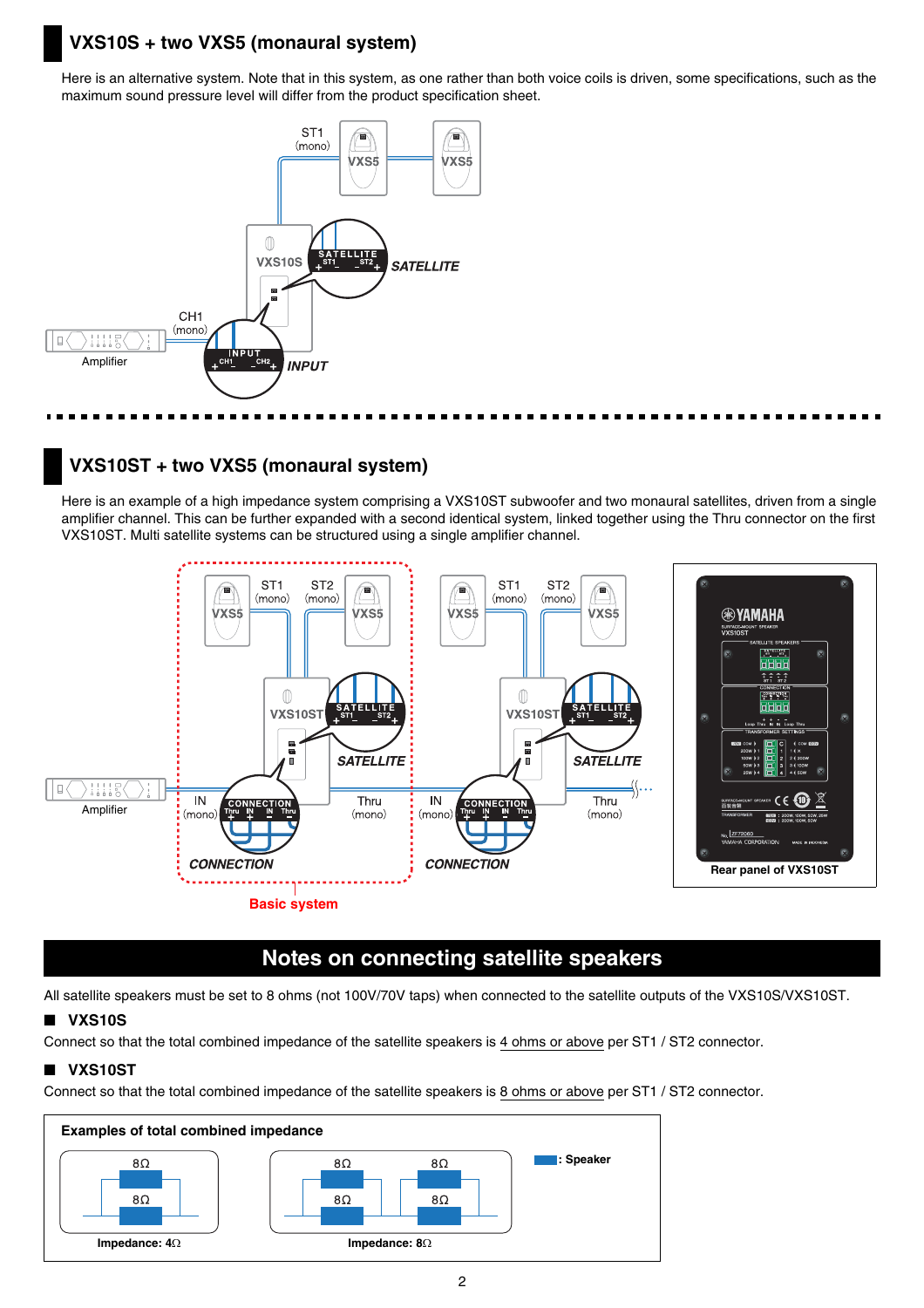## VXS10S + two VXS5 (monaural system)

Here is an alternative system. Note that in this system, as one rather than both voice coils is driven, some specifications, such as the maximum sound pressure level will differ from the product specification sheet.

ST1
(mono)
VXS5
VXS5
VXS10S
SATELLITE
ST1 ST2
SATELLITE
CH1
(mono)
Amplifier
INPUT
CH1 CH2
INPUT

## VXS10ST + two VXS5 (monaural system)

Here is an example of a high impedance system comprising a VXS10ST subwoofer and two monaural satellites, driven from a single amplifier channel. This can be further expanded with a second identical system, linked together using the Thru connector on the first VXS10ST. Multi satellite systems can be structured using a single amplifier channel.

VXS5
ST1
(mono)
ST2
(mono)
VXS5
VXS10ST
SATELLITE
ST1 ST2
SATELLITE
Amplifier
IN
(mono)
CONNECTION
Thru IN IN Thru
Thru
(mono)
CONNECTION
Basic system

Rear panel of VXS10ST

# Notes on connecting satellite speakers

All satellite speakers must be set to 8 ohms (not 100V/70V taps) when connected to the satellite outputs of the VXS10S/VXS10ST.

### ■ VXS10S

Connect so that the total combined impedance of the satellite speakers is 4 ohms or above per ST1 / ST2 connector.

### ■ VXS10ST

Connect so that the total combined impedance of the satellite speakers is 8 ohms or above per ST1 / ST2 connector.

**Examples of total combined impedance**

8Ω
8Ω
Impedance: 4Ω

8Ω 8Ω
8Ω 8Ω
Impedance: 8Ω

: Speaker